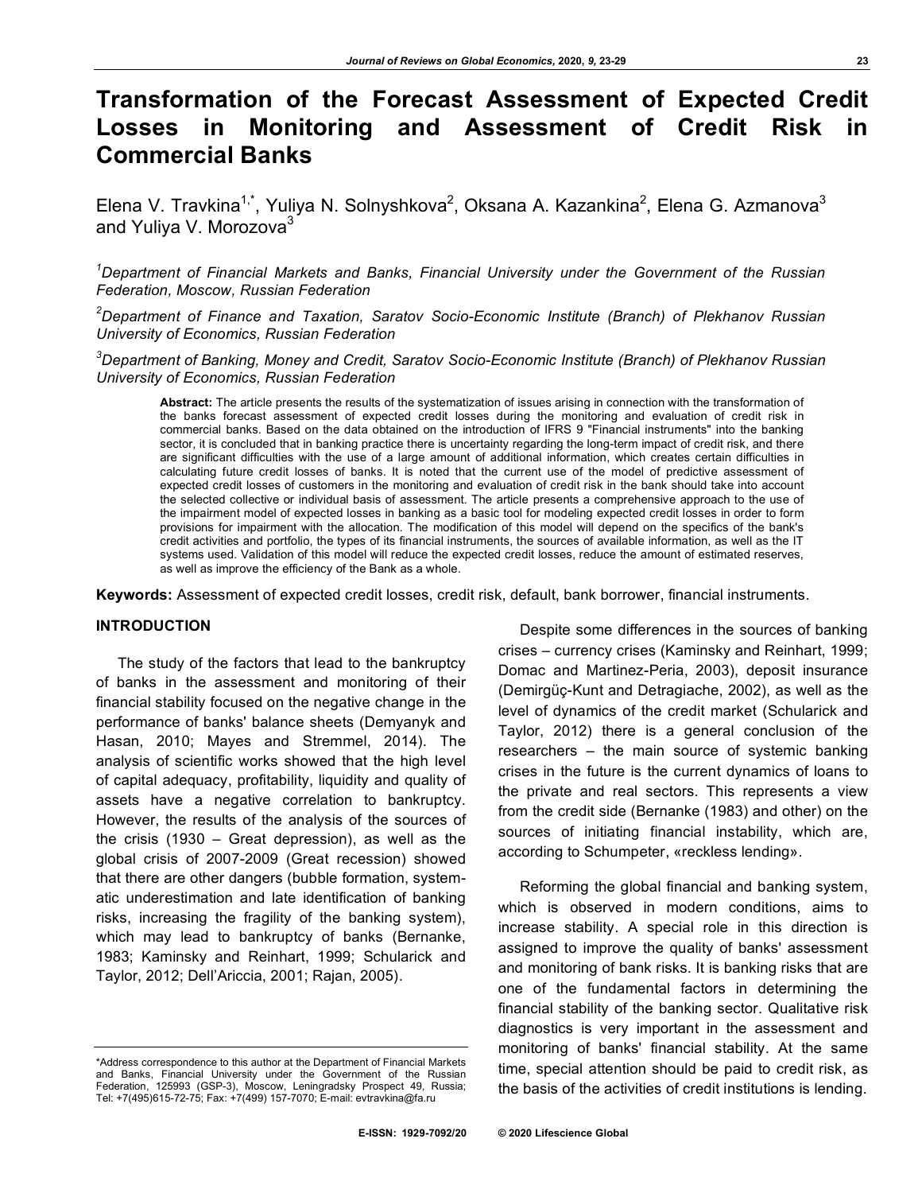# Transformation of the Forecast Assessment of Expected Credit Losses in Monitoring and Assessment of Credit Risk in Commercial Banks

Elena V. Travkina[1,*], Yuliya N. Solnyshkova[2], Oksana A. Kazankina[2], Elena G. Azmanova[3] and Yuliya V. Morozova[3]

*[1]Department of Financial Markets and Banks, Financial University under the Government of the Russian Federation, Moscow, Russian Federation*

*[2]Department of Finance and Taxation, Saratov Socio-Economic Institute (Branch) of Plekhanov Russian University of Economics, Russian Federation*

*[3]Department of Banking, Money and Credit, Saratov Socio-Economic Institute (Branch) of Plekhanov Russian University of Economics, Russian Federation*

**Abstract:** The article presents the results of the systematization of issues arising in connection with the transformation of the banks forecast assessment of expected credit losses during the monitoring and evaluation of credit risk in commercial banks. Based on the data obtained on the introduction of IFRS 9 "Financial instruments" into the banking sector, it is concluded that in banking practice there is uncertainty regarding the long-term impact of credit risk, and there are significant difficulties with the use of a large amount of additional information, which creates certain difficulties in calculating future credit losses of banks. It is noted that the current use of the model of predictive assessment of expected credit losses of customers in the monitoring and evaluation of credit risk in the bank should take into account the selected collective or individual basis of assessment. The article presents a comprehensive approach to the use of the impairment model of expected losses in banking as a basic tool for modeling expected credit losses in order to form provisions for impairment with the allocation. The modification of this model will depend on the specifics of the bank's credit activities and portfolio, the types of its financial instruments, the sources of available information, as well as the IT systems used. Validation of this model will reduce the expected credit losses, reduce the amount of estimated reserves, as well as improve the efficiency of the Bank as a whole.

**Keywords:** Assessment of expected credit losses, credit risk, default, bank borrower, financial instruments.

## INTRODUCTION

The study of the factors that lead to the bankruptcy of banks in the assessment and monitoring of their financial stability focused on the negative change in the performance of banks' balance sheets (Demyanyk and Hasan, 2010; Mayes and Stremmel, 2014). The analysis of scientific works showed that the high level of capital adequacy, profitability, liquidity and quality of assets have a negative correlation to bankruptcy. However, the results of the analysis of the sources of the crisis (1930 – Great depression), as well as the global crisis of 2007-2009 (Great recession) showed that there are other dangers (bubble formation, systematic underestimation and late identification of banking risks, increasing the fragility of the banking system), which may lead to bankruptcy of banks (Bernanke, 1983; Kaminsky and Reinhart, 1999; Schularick and Taylor, 2012; Dell'Ariccia, 2001; Rajan, 2005).

Despite some differences in the sources of banking crises – currency crises (Kaminsky and Reinhart, 1999; Domac and Martinez-Peria, 2003), deposit insurance (Demirgüç-Kunt and Detragiache, 2002), as well as the level of dynamics of the credit market (Schularick and Taylor, 2012) there is a general conclusion of the researchers – the main source of systemic banking crises in the future is the current dynamics of loans to the private and real sectors. This represents a view from the credit side (Bernanke (1983) and other) on the sources of initiating financial instability, which are, according to Schumpeter, «reckless lending».

Reforming the global financial and banking system, which is observed in modern conditions, aims to increase stability. A special role in this direction is assigned to improve the quality of banks' assessment and monitoring of bank risks. It is banking risks that are one of the fundamental factors in determining the financial stability of the banking sector. Qualitative risk diagnostics is very important in the assessment and monitoring of banks' financial stability. At the same time, special attention should be paid to credit risk, as the basis of the activities of credit institutions is lending.

*Address correspondence to this author at the Department of Financial Markets and Banks, Financial University under the Government of the Russian Federation, 125993 (GSP-3), Moscow, Leningradsky Prospect 49, Russia; Tel: +7(495)615-72-75; Fax: +7(499) 157-7070; E-mail: evtravkina@fa.ru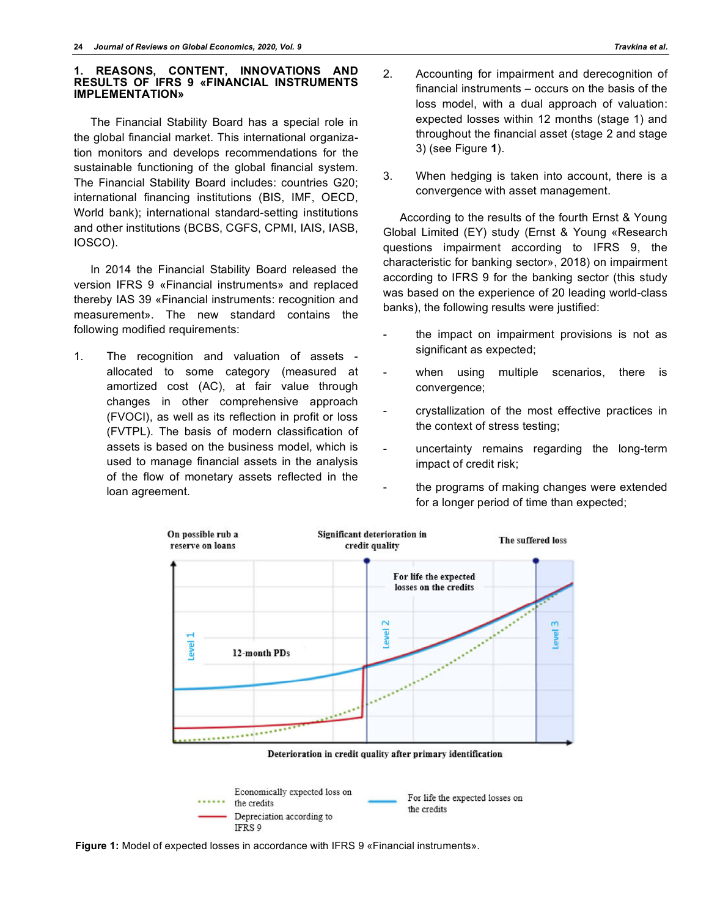## 1. REASONS, CONTENT, INNOVATIONS AND RESULTS OF IFRS 9 «FINANCIAL INSTRUMENTS IMPLEMENTATION»

The Financial Stability Board has a special role in the global financial market. This international organization monitors and develops recommendations for the sustainable functioning of the global financial system. The Financial Stability Board includes: countries G20; international financing institutions (BIS, IMF, OECD, World bank); international standard-setting institutions and other institutions (BCBS, CGFS, CPMI, IAIS, IASB, IOSCO).

In 2014 the Financial Stability Board released the version IFRS 9 «Financial instruments» and replaced thereby IAS 39 «Financial instruments: recognition and measurement». The new standard contains the following modified requirements:

1. The recognition and valuation of assets - allocated to some category (measured at amortized cost (AC), at fair value through changes in other comprehensive approach (FVOCI), as well as its reflection in profit or loss (FVTPL). The basis of modern classification of assets is based on the business model, which is used to manage financial assets in the analysis of the flow of monetary assets reflected in the loan agreement.

2. Accounting for impairment and derecognition of financial instruments – occurs on the basis of the loss model, with a dual approach of valuation: expected losses within 12 months (stage 1) and throughout the financial asset (stage 2 and stage 3) (see Figure **1**).

3. When hedging is taken into account, there is a convergence with asset management.

According to the results of the fourth Ernst & Young Global Limited (EY) study (Ernst & Young «Research questions impairment according to IFRS 9, the characteristic for banking sector», 2018) on impairment according to IFRS 9 for the banking sector (this study was based on the experience of 20 leading world-class banks), the following results were justified:

- the impact on impairment provisions is not as significant as expected;
- when using multiple scenarios, there is convergence;
- crystallization of the most effective practices in the context of stress testing;
- uncertainty remains regarding the long-term impact of credit risk;
- the programs of making changes were extended for a longer period of time than expected;

**Figure 1:** Model of expected losses in accordance with IFRS 9 «Financial instruments».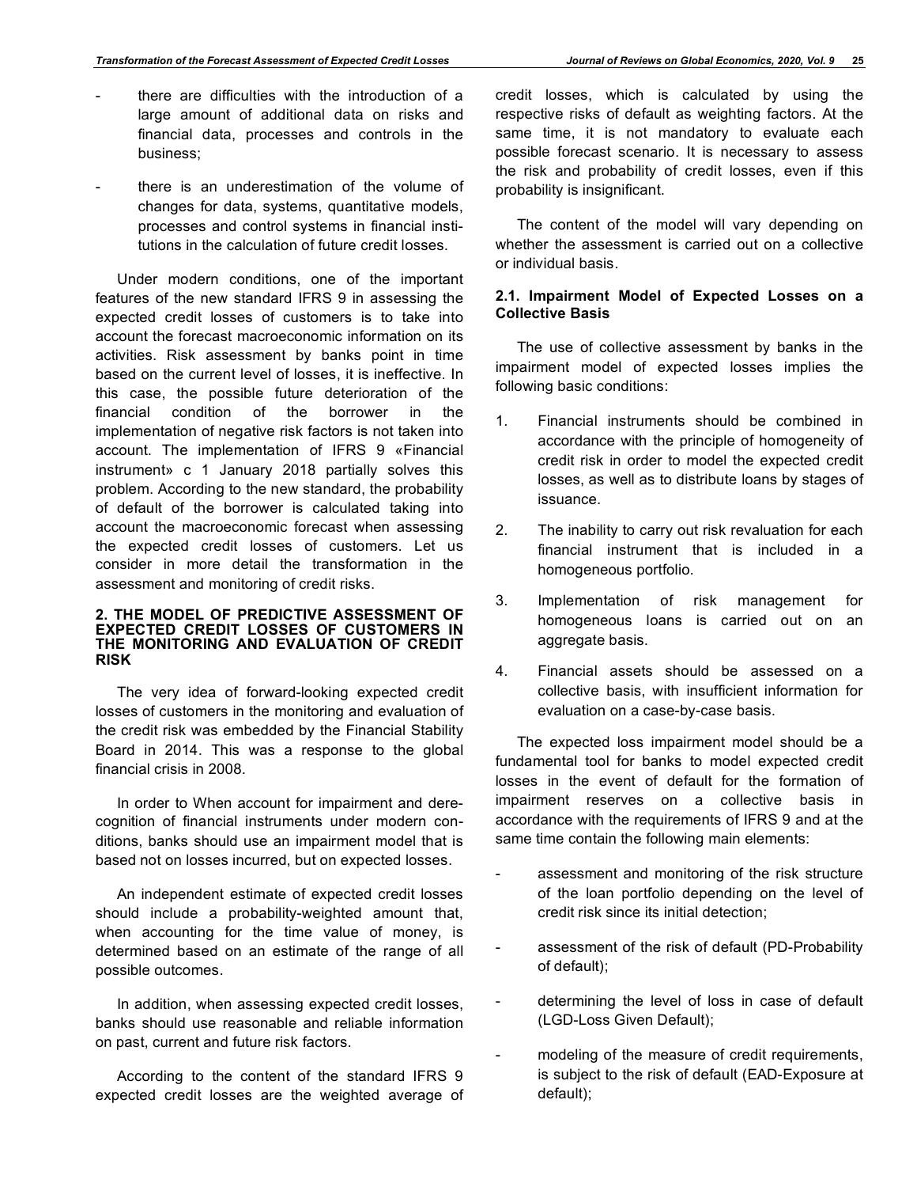- there are difficulties with the introduction of a large amount of additional data on risks and financial data, processes and controls in the business;

- there is an underestimation of the volume of changes for data, systems, quantitative models, processes and control systems in financial institutions in the calculation of future credit losses.

Under modern conditions, one of the important features of the new standard IFRS 9 in assessing the expected credit losses of customers is to take into account the forecast macroeconomic information on its activities. Risk assessment by banks point in time based on the current level of losses, it is ineffective. In this case, the possible future deterioration of the financial condition of the borrower in the implementation of negative risk factors is not taken into account. The implementation of IFRS 9 «Financial instrument» c 1 January 2018 partially solves this problem. According to the new standard, the probability of default of the borrower is calculated taking into account the macroeconomic forecast when assessing the expected credit losses of customers. Let us consider in more detail the transformation in the assessment and monitoring of credit risks.

## 2. THE MODEL OF PREDICTIVE ASSESSMENT OF EXPECTED CREDIT LOSSES OF CUSTOMERS IN THE MONITORING AND EVALUATION OF CREDIT RISK

The very idea of forward-looking expected credit losses of customers in the monitoring and evaluation of the credit risk was embedded by the Financial Stability Board in 2014. This was a response to the global financial crisis in 2008.

In order to When account for impairment and derecognition of financial instruments under modern conditions, banks should use an impairment model that is based not on losses incurred, but on expected losses.

An independent estimate of expected credit losses should include a probability-weighted amount that, when accounting for the time value of money, is determined based on an estimate of the range of all possible outcomes.

In addition, when assessing expected credit losses, banks should use reasonable and reliable information on past, current and future risk factors.

According to the content of the standard IFRS 9 expected credit losses are the weighted average of credit losses, which is calculated by using the respective risks of default as weighting factors. At the same time, it is not mandatory to evaluate each possible forecast scenario. It is necessary to assess the risk and probability of credit losses, even if this probability is insignificant.

The content of the model will vary depending on whether the assessment is carried out on a collective or individual basis.

### 2.1. Impairment Model of Expected Losses on a Collective Basis

The use of collective assessment by banks in the impairment model of expected losses implies the following basic conditions:

1. Financial instruments should be combined in accordance with the principle of homogeneity of credit risk in order to model the expected credit losses, as well as to distribute loans by stages of issuance.

2. The inability to carry out risk revaluation for each financial instrument that is included in a homogeneous portfolio.

3. Implementation of risk management for homogeneous loans is carried out on an aggregate basis.

4. Financial assets should be assessed on a collective basis, with insufficient information for evaluation on a case-by-case basis.

The expected loss impairment model should be a fundamental tool for banks to model expected credit losses in the event of default for the formation of impairment reserves on a collective basis in accordance with the requirements of IFRS 9 and at the same time contain the following main elements:

- assessment and monitoring of the risk structure of the loan portfolio depending on the level of credit risk since its initial detection;

- assessment of the risk of default (PD-Probability of default);

- determining the level of loss in case of default (LGD-Loss Given Default);

- modeling of the measure of credit requirements, is subject to the risk of default (EAD-Exposure at default);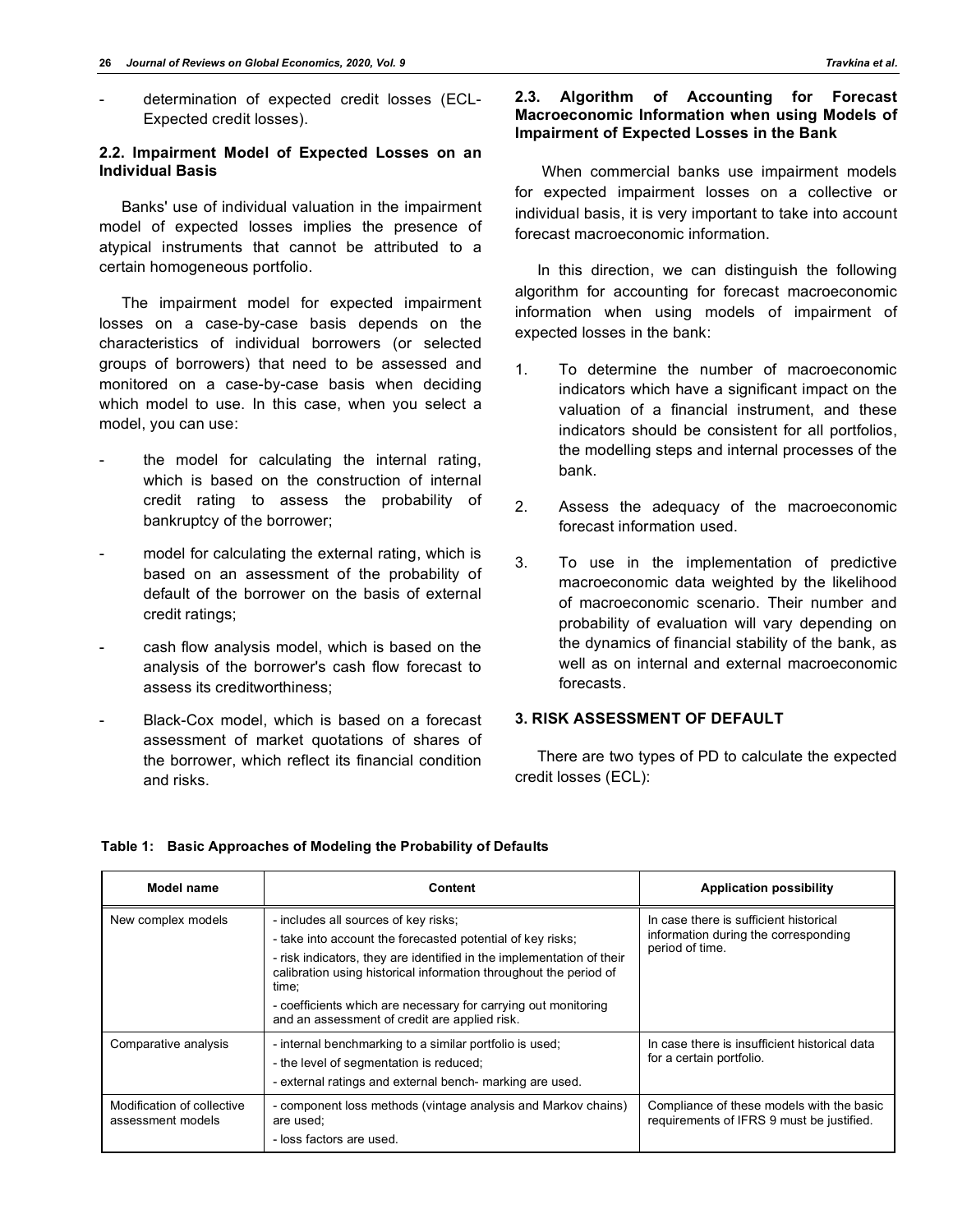- determination of expected credit losses (ECL-Expected credit losses).

### 2.2. Impairment Model of Expected Losses on an Individual Basis

Banks' use of individual valuation in the impairment model of expected losses implies the presence of atypical instruments that cannot be attributed to a certain homogeneous portfolio.

The impairment model for expected impairment losses on a case-by-case basis depends on the characteristics of individual borrowers (or selected groups of borrowers) that need to be assessed and monitored on a case-by-case basis when deciding which model to use. In this case, when you select a model, you can use:

- the model for calculating the internal rating, which is based on the construction of internal credit rating to assess the probability of bankruptcy of the borrower;
- model for calculating the external rating, which is based on an assessment of the probability of default of the borrower on the basis of external credit ratings;
- cash flow analysis model, which is based on the analysis of the borrower's cash flow forecast to assess its creditworthiness;
- Black-Cox model, which is based on a forecast assessment of market quotations of shares of the borrower, which reflect its financial condition and risks.

### 2.3. Algorithm of Accounting for Forecast Macroeconomic Information when using Models of Impairment of Expected Losses in the Bank

When commercial banks use impairment models for expected impairment losses on a collective or individual basis, it is very important to take into account forecast macroeconomic information.

In this direction, we can distinguish the following algorithm for accounting for forecast macroeconomic information when using models of impairment of expected losses in the bank:

1. To determine the number of macroeconomic indicators which have a significant impact on the valuation of a financial instrument, and these indicators should be consistent for all portfolios, the modelling steps and internal processes of the bank.
2. Assess the adequacy of the macroeconomic forecast information used.
3. To use in the implementation of predictive macroeconomic data weighted by the likelihood of macroeconomic scenario. Their number and probability of evaluation will vary depending on the dynamics of financial stability of the bank, as well as on internal and external macroeconomic forecasts.

## 3. RISK ASSESSMENT OF DEFAULT

There are two types of PD to calculate the expected credit losses (ECL):

**Table 1: Basic Approaches of Modeling the Probability of Defaults**

| Model name | Content | Application possibility |
|---|---|---|
| New complex models | - includes all sources of key risks;<br>- take into account the forecasted potential of key risks;<br>- risk indicators, they are identified in the implementation of their calibration using historical information throughout the period of time;<br>- coefficients which are necessary for carrying out monitoring and an assessment of credit are applied risk. | In case there is sufficient historical information during the corresponding period of time. |
| Comparative analysis | - internal benchmarking to a similar portfolio is used;<br>- the level of segmentation is reduced;<br>- external ratings and external bench- marking are used. | In case there is insufficient historical data for a certain portfolio. |
| Modification of collective assessment models | - component loss methods (vintage analysis and Markov chains) are used;<br>- loss factors are used. | Compliance of these models with the basic requirements of IFRS 9 must be justified. |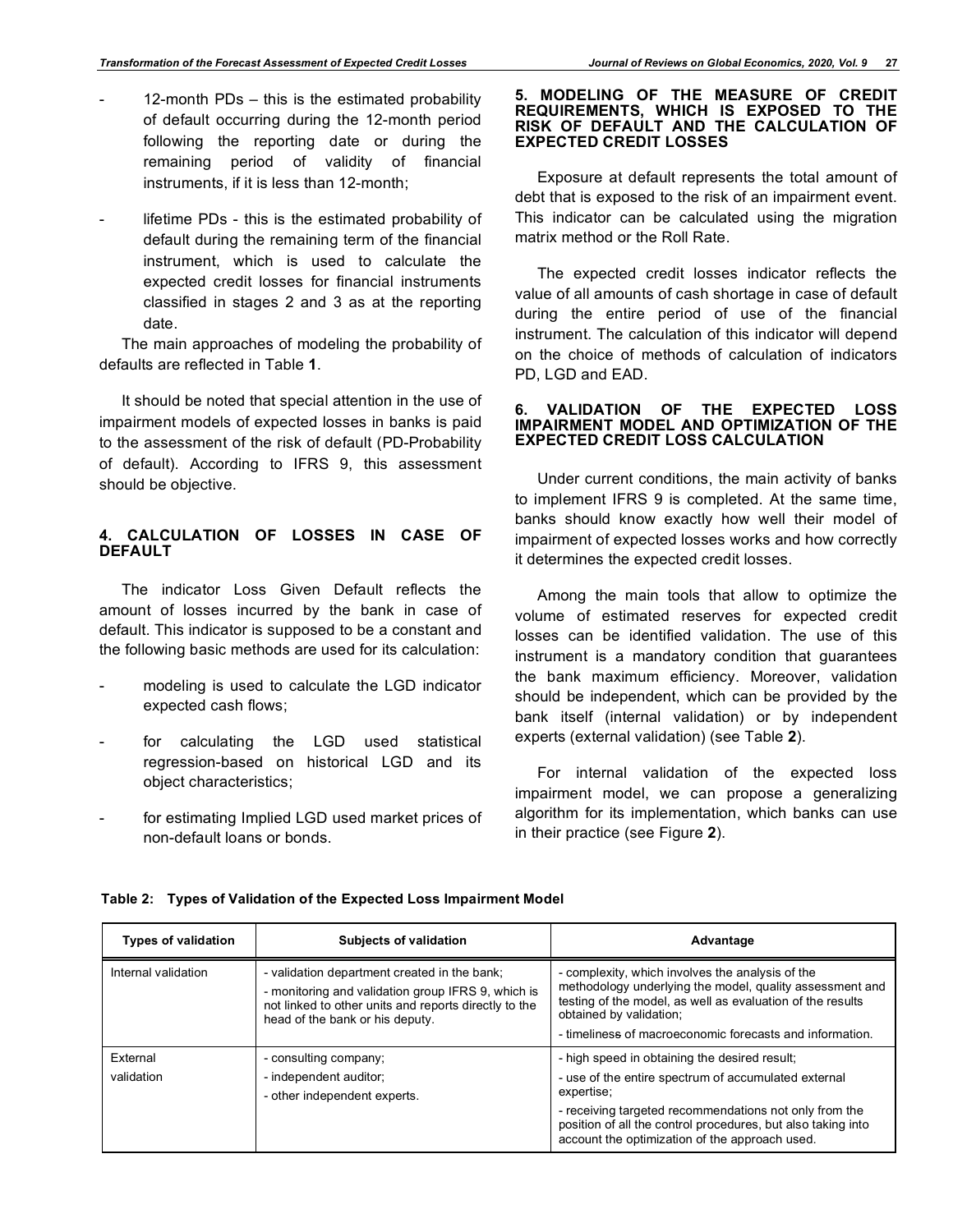- 12-month PDs – this is the estimated probability of default occurring during the 12-month period following the reporting date or during the remaining period of validity of financial instruments, if it is less than 12-month;
- lifetime PDs - this is the estimated probability of default during the remaining term of the financial instrument, which is used to calculate the expected credit losses for financial instruments classified in stages 2 and 3 as at the reporting date.

The main approaches of modeling the probability of defaults are reflected in Table **1**.

It should be noted that special attention in the use of impairment models of expected losses in banks is paid to the assessment of the risk of default (PD-Probability of default). According to IFRS 9, this assessment should be objective.

## 4. CALCULATION OF LOSSES IN CASE OF DEFAULT

The indicator Loss Given Default reflects the amount of losses incurred by the bank in case of default. This indicator is supposed to be a constant and the following basic methods are used for its calculation:

- modeling is used to calculate the LGD indicator expected cash flows;
- for calculating the LGD used statistical regression-based on historical LGD and its object characteristics;
- for estimating Implied LGD used market prices of non-default loans or bonds.

## 5. MODELING OF THE MEASURE OF CREDIT REQUIREMENTS, WHICH IS EXPOSED TO THE RISK OF DEFAULT AND THE CALCULATION OF EXPECTED CREDIT LOSSES

Exposure at default represents the total amount of debt that is exposed to the risk of an impairment event. This indicator can be calculated using the migration matrix method or the Roll Rate.

The expected credit losses indicator reflects the value of all amounts of cash shortage in case of default during the entire period of use of the financial instrument. The calculation of this indicator will depend on the choice of methods of calculation of indicators PD, LGD and EAD.

## 6. VALIDATION OF THE EXPECTED LOSS IMPAIRMENT MODEL AND OPTIMIZATION OF THE EXPECTED CREDIT LOSS CALCULATION

Under current conditions, the main activity of banks to implement IFRS 9 is completed. At the same time, banks should know exactly how well their model of impairment of expected losses works and how correctly it determines the expected credit losses.

Among the main tools that allow to optimize the volume of estimated reserves for expected credit losses can be identified validation. The use of this instrument is a mandatory condition that guarantees the bank maximum efficiency. Moreover, validation should be independent, which can be provided by the bank itself (internal validation) or by independent experts (external validation) (see Table **2**).

For internal validation of the expected loss impairment model, we can propose a generalizing algorithm for its implementation, which banks can use in their practice (see Figure **2**).

**Table 2: Types of Validation of the Expected Loss Impairment Model**

| Types of validation | Subjects of validation | Advantage |
|---|---|---|
| Internal validation | - validation department created in the bank;<br>- monitoring and validation group IFRS 9, which is not linked to other units and reports directly to the head of the bank or his deputy. | - complexity, which involves the analysis of the methodology underlying the model, quality assessment and testing of the model, as well as evaluation of the results obtained by validation;<br>- timeliness of macroeconomic forecasts and information. |
| External validation | - consulting company;<br>- independent auditor;<br>- other independent experts. | - high speed in obtaining the desired result;<br>- use of the entire spectrum of accumulated external expertise;<br>- receiving targeted recommendations not only from the position of all the control procedures, but also taking into account the optimization of the approach used. |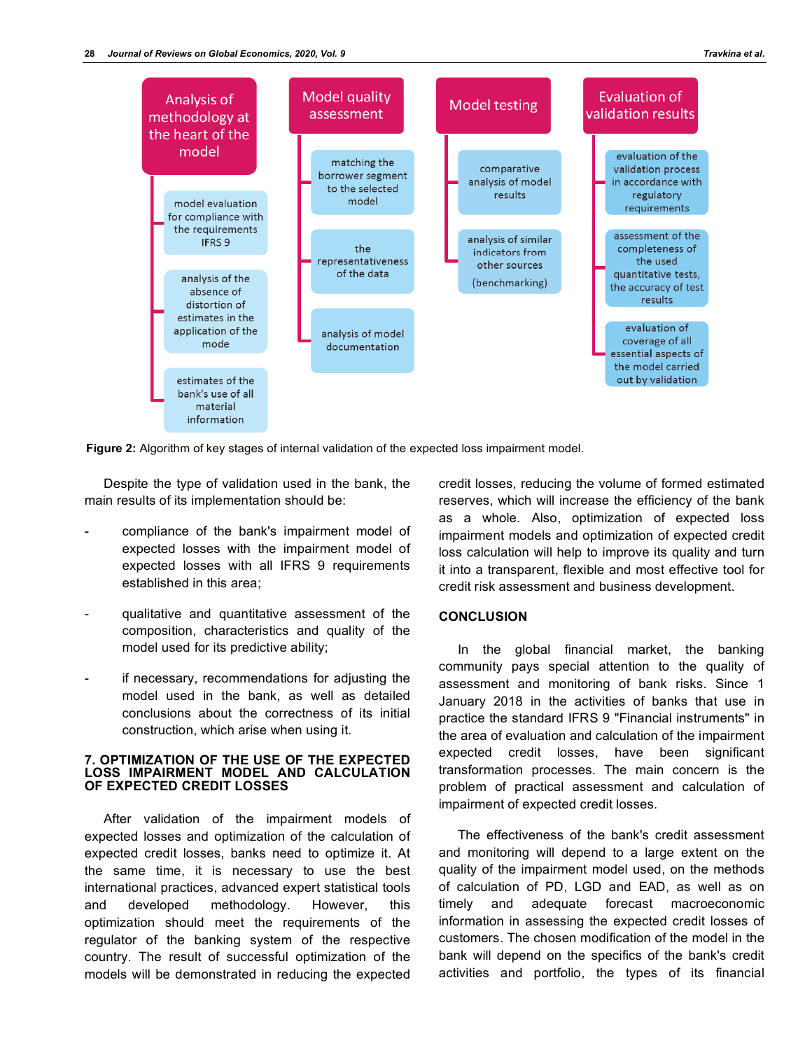Analysis of methodology at the heart of the model

- model evaluation for compliance with the requirements IFRS 9
- analysis of the absence of distortion of estimates in the application of the mode
- estimates of the bank's use of all material information

Model quality assessment

- matching the borrower segment to the selected model
- the representativeness of the data
- analysis of model documentation

Model testing

- comparative analysis of model results
- analysis of similar indicators from other sources (benchmarking)

Evaluation of validation results

- evaluation of the validation process in accordance with regulatory requirements
- assessment of the completeness of the used quantitative tests, the accuracy of test results
- evaluation of coverage of all essential aspects of the model carried out by validation

**Figure 2:** Algorithm of key stages of internal validation of the expected loss impairment model.

Despite the type of validation used in the bank, the main results of its implementation should be:

- compliance of the bank's impairment model of expected losses with the impairment model of expected losses with all IFRS 9 requirements established in this area;
- qualitative and quantitative assessment of the composition, characteristics and quality of the model used for its predictive ability;
- if necessary, recommendations for adjusting the model used in the bank, as well as detailed conclusions about the correctness of its initial construction, which arise when using it.

## 7. OPTIMIZATION OF THE USE OF THE EXPECTED LOSS IMPAIRMENT MODEL AND CALCULATION OF EXPECTED CREDIT LOSSES

After validation of the impairment models of expected losses and optimization of the calculation of expected credit losses, banks need to optimize it. At the same time, it is necessary to use the best international practices, advanced expert statistical tools and developed methodology. However, this optimization should meet the requirements of the regulator of the banking system of the respective country. The result of successful optimization of the models will be demonstrated in reducing the expected credit losses, reducing the volume of formed estimated reserves, which will increase the efficiency of the bank as a whole. Also, optimization of expected loss impairment models and optimization of expected credit loss calculation will help to improve its quality and turn it into a transparent, flexible and most effective tool for credit risk assessment and business development.

## CONCLUSION

In the global financial market, the banking community pays special attention to the quality of assessment and monitoring of bank risks. Since 1 January 2018 in the activities of banks that use in practice the standard IFRS 9 "Financial instruments" in the area of evaluation and calculation of the impairment expected credit losses, have been significant transformation processes. The main concern is the problem of practical assessment and calculation of impairment of expected credit losses.

The effectiveness of the bank's credit assessment and monitoring will depend to a large extent on the quality of the impairment model used, on the methods of calculation of PD, LGD and EAD, as well as on timely and adequate forecast macroeconomic information in assessing the expected credit losses of customers. The chosen modification of the model in the bank will depend on the specifics of the bank's credit activities and portfolio, the types of its financial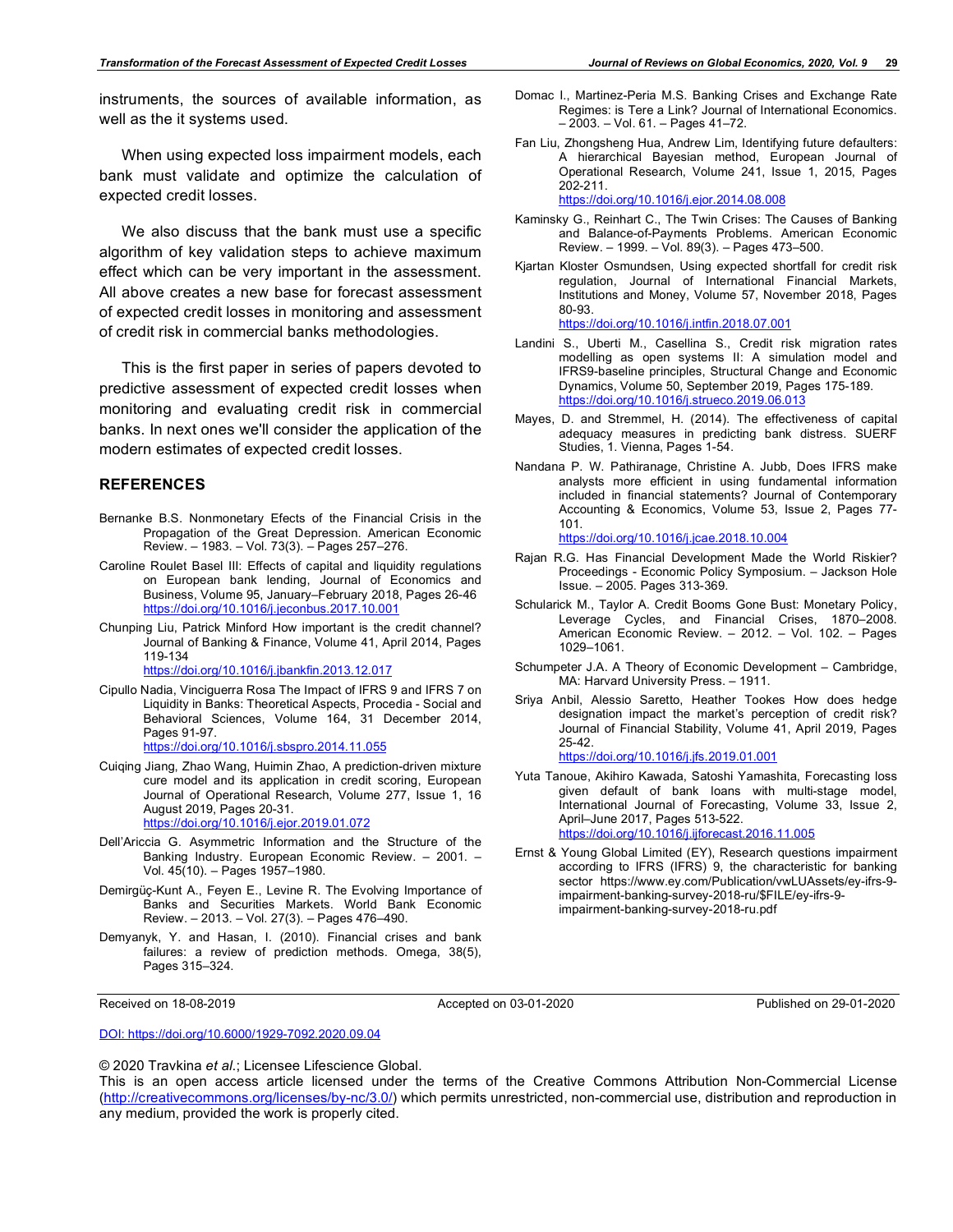instruments, the sources of available information, as well as the it systems used.

When using expected loss impairment models, each bank must validate and optimize the calculation of expected credit losses.

We also discuss that the bank must use a specific algorithm of key validation steps to achieve maximum effect which can be very important in the assessment. All above creates a new base for forecast assessment of expected credit losses in monitoring and assessment of credit risk in commercial banks methodologies.

This is the first paper in series of papers devoted to predictive assessment of expected credit losses when monitoring and evaluating credit risk in commercial banks. In next ones we'll consider the application of the modern estimates of expected credit losses.

## REFERENCES

Bernanke B.S. Nonmonetary Efects of the Financial Crisis in the Propagation of the Great Depression. American Economic Review. – 1983. – Vol. 73(3). – Pages 257–276.

Caroline Roulet Basel III: Effects of capital and liquidity regulations on European bank lending, Journal of Economics and Business, Volume 95, January–February 2018, Pages 26-46 https://doi.org/10.1016/j.jeconbus.2017.10.001

Chunping Liu, Patrick Minford How important is the credit channel? Journal of Banking & Finance, Volume 41, April 2014, Pages 119-134 https://doi.org/10.1016/j.jbankfin.2013.12.017

Cipullo Nadia, Vinciguerra Rosa The Impact of IFRS 9 and IFRS 7 on Liquidity in Banks: Theoretical Aspects, Procedia - Social and Behavioral Sciences, Volume 164, 31 December 2014, Pages 91-97. https://doi.org/10.1016/j.sbspro.2014.11.055

Cuiqing Jiang, Zhao Wang, Huimin Zhao, A prediction-driven mixture cure model and its application in credit scoring, European Journal of Operational Research, Volume 277, Issue 1, 16 August 2019, Pages 20-31. https://doi.org/10.1016/j.ejor.2019.01.072

Dell'Ariccia G. Asymmetric Information and the Structure of the Banking Industry. European Economic Review. – 2001. – Vol. 45(10). – Pages 1957–1980.

Demirgüç-Kunt A., Feyen E., Levine R. The Evolving Importance of Banks and Securities Markets. World Bank Economic Review. – 2013. – Vol. 27(3). – Pages 476–490.

Demyanyk, Y. and Hasan, I. (2010). Financial crises and bank failures: a review of prediction methods. Omega, 38(5), Pages 315–324.

Domac I., Martinez-Peria M.S. Banking Crises and Exchange Rate Regimes: is Tere a Link? Journal of International Economics. – 2003. – Vol. 61. – Pages 41–72.

Fan Liu, Zhongsheng Hua, Andrew Lim, Identifying future defaulters: A hierarchical Bayesian method, European Journal of Operational Research, Volume 241, Issue 1, 2015, Pages 202-211. https://doi.org/10.1016/j.ejor.2014.08.008

Kaminsky G., Reinhart C., The Twin Crises: The Causes of Banking and Balance-of-Payments Problems. American Economic Review. – 1999. – Vol. 89(3). – Pages 473–500.

Kjartan Kloster Osmundsen, Using expected shortfall for credit risk regulation, Journal of International Financial Markets, Institutions and Money, Volume 57, November 2018, Pages 80-93. https://doi.org/10.1016/j.intfin.2018.07.001

Landini S., Uberti M., Casellina S., Credit risk migration rates modelling as open systems II: A simulation model and IFRS9-baseline principles, Structural Change and Economic Dynamics, Volume 50, September 2019, Pages 175-189. https://doi.org/10.1016/j.strueco.2019.06.013

Mayes, D. and Stremmel, H. (2014). The effectiveness of capital adequacy measures in predicting bank distress. SUERF Studies, 1. Vienna, Pages 1-54.

Nandana P. W. Pathiranage, Christine A. Jubb, Does IFRS make analysts more efficient in using fundamental information included in financial statements? Journal of Contemporary Accounting & Economics, Volume 53, Issue 2, Pages 77-101. https://doi.org/10.1016/j.jcae.2018.10.004

Rajan R.G. Has Financial Development Made the World Riskier? Proceedings - Economic Policy Symposium. – Jackson Hole Issue. – 2005. Pages 313-369.

Schularick M., Taylor A. Credit Booms Gone Bust: Monetary Policy, Leverage Cycles, and Financial Crises, 1870–2008. American Economic Review. – 2012. – Vol. 102. – Pages 1029–1061.

Schumpeter J.A. A Theory of Economic Development – Cambridge, MA: Harvard University Press. – 1911.

Sriya Anbil, Alessio Saretto, Heather Tookes How does hedge designation impact the market's perception of credit risk? Journal of Financial Stability, Volume 41, April 2019, Pages 25-42. https://doi.org/10.1016/j.jfs.2019.01.001

Yuta Tanoue, Akihiro Kawada, Satoshi Yamashita, Forecasting loss given default of bank loans with multi-stage model, International Journal of Forecasting, Volume 33, Issue 2, April–June 2017, Pages 513-522. https://doi.org/10.1016/j.ijforecast.2016.11.005

Ernst & Young Global Limited (EY), Research questions impairment according to IFRS (IFRS) 9, the characteristic for banking sector https://www.ey.com/Publication/vwLUAssets/ey-ifrs-9-impairment-banking-survey-2018-ru/$FILE/ey-ifrs-9-impairment-banking-survey-2018-ru.pdf

Received on 18-08-2019 Accepted on 03-01-2020 Published on 29-01-2020

DOI: https://doi.org/10.6000/1929-7092.2020.09.04

© 2020 Travkina *et al*.; Licensee Lifescience Global.

This is an open access article licensed under the terms of the Creative Commons Attribution Non-Commercial License (http://creativecommons.org/licenses/by-nc/3.0/) which permits unrestricted, non-commercial use, distribution and reproduction in any medium, provided the work is properly cited.